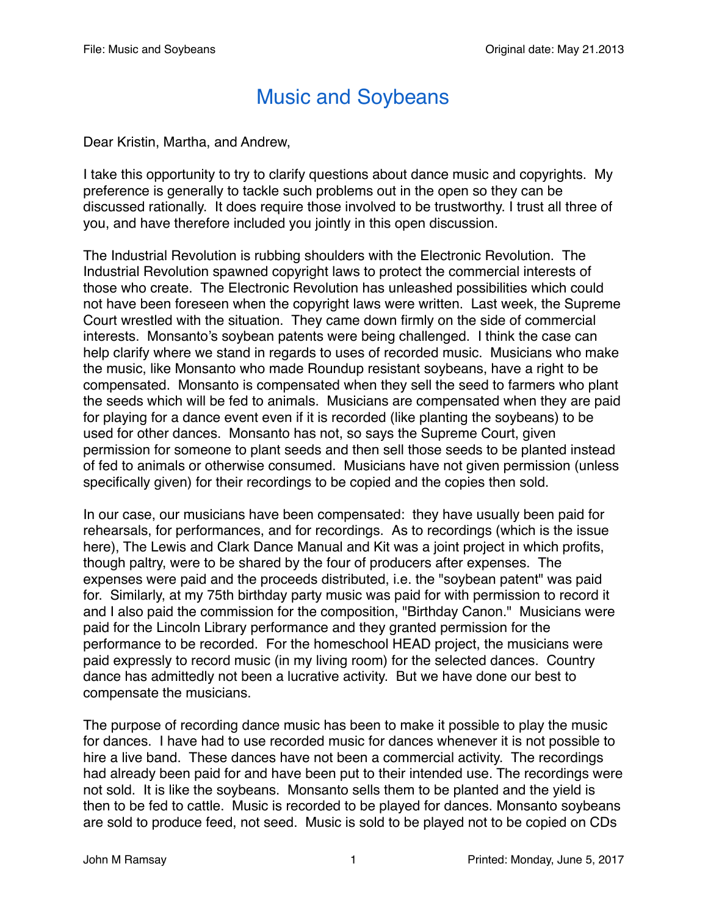# Music and Soybeans

Dear Kristin, Martha, and Andrew,

I take this opportunity to try to clarify questions about dance music and copyrights. My preference is generally to tackle such problems out in the open so they can be discussed rationally. It does require those involved to be trustworthy. I trust all three of you, and have therefore included you jointly in this open discussion.

The Industrial Revolution is rubbing shoulders with the Electronic Revolution. The Industrial Revolution spawned copyright laws to protect the commercial interests of those who create. The Electronic Revolution has unleashed possibilities which could not have been foreseen when the copyright laws were written. Last week, the Supreme Court wrestled with the situation. They came down firmly on the side of commercial interests. Monsanto's soybean patents were being challenged. I think the case can help clarify where we stand in regards to uses of recorded music. Musicians who make the music, like Monsanto who made Roundup resistant soybeans, have a right to be compensated. Monsanto is compensated when they sell the seed to farmers who plant the seeds which will be fed to animals. Musicians are compensated when they are paid for playing for a dance event even if it is recorded (like planting the soybeans) to be used for other dances. Monsanto has not, so says the Supreme Court, given permission for someone to plant seeds and then sell those seeds to be planted instead of fed to animals or otherwise consumed. Musicians have not given permission (unless specifically given) for their recordings to be copied and the copies then sold.

In our case, our musicians have been compensated: they have usually been paid for rehearsals, for performances, and for recordings. As to recordings (which is the issue here), The Lewis and Clark Dance Manual and Kit was a joint project in which profits, though paltry, were to be shared by the four of producers after expenses. The expenses were paid and the proceeds distributed, i.e. the "soybean patent" was paid for. Similarly, at my 75th birthday party music was paid for with permission to record it and I also paid the commission for the composition, "Birthday Canon." Musicians were paid for the Lincoln Library performance and they granted permission for the performance to be recorded. For the homeschool HEAD project, the musicians were paid expressly to record music (in my living room) for the selected dances. Country dance has admittedly not been a lucrative activity. But we have done our best to compensate the musicians.

The purpose of recording dance music has been to make it possible to play the music for dances. I have had to use recorded music for dances whenever it is not possible to hire a live band. These dances have not been a commercial activity. The recordings had already been paid for and have been put to their intended use. The recordings were not sold. It is like the soybeans. Monsanto sells them to be planted and the yield is then to be fed to cattle. Music is recorded to be played for dances. Monsanto soybeans are sold to produce feed, not seed. Music is sold to be played not to be copied on CDs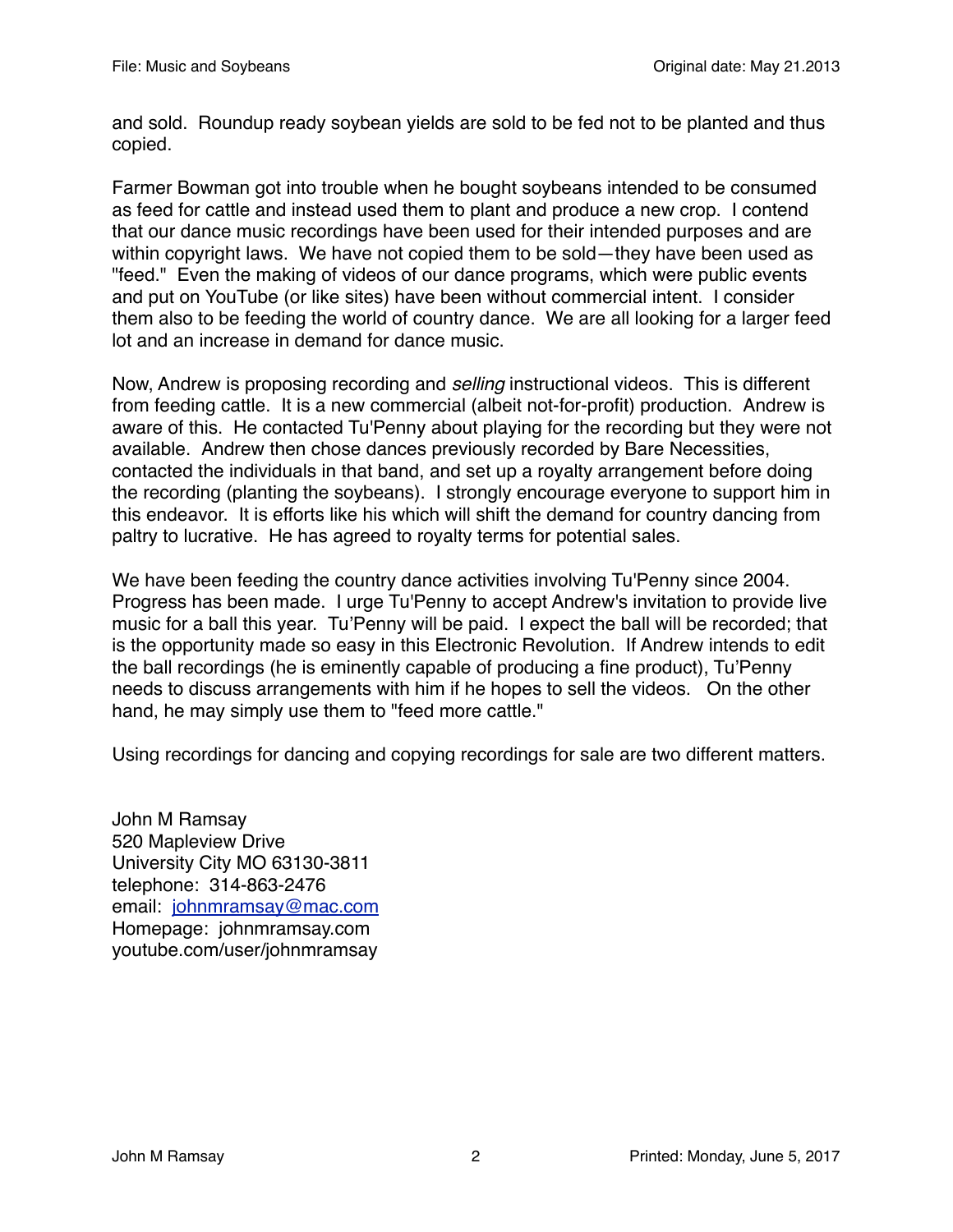and sold. Roundup ready soybean yields are sold to be fed not to be planted and thus copied.

Farmer Bowman got into trouble when he bought soybeans intended to be consumed as feed for cattle and instead used them to plant and produce a new crop. I contend that our dance music recordings have been used for their intended purposes and are within copyright laws. We have not copied them to be sold—they have been used as "feed." Even the making of videos of our dance programs, which were public events and put on YouTube (or like sites) have been without commercial intent. I consider them also to be feeding the world of country dance. We are all looking for a larger feed lot and an increase in demand for dance music.

Now, Andrew is proposing recording and *selling* instructional videos. This is different from feeding cattle. It is a new commercial (albeit not-for-profit) production. Andrew is aware of this. He contacted Tu'Penny about playing for the recording but they were not available. Andrew then chose dances previously recorded by Bare Necessities, contacted the individuals in that band, and set up a royalty arrangement before doing the recording (planting the soybeans). I strongly encourage everyone to support him in this endeavor. It is efforts like his which will shift the demand for country dancing from paltry to lucrative. He has agreed to royalty terms for potential sales.

We have been feeding the country dance activities involving Tu'Penny since 2004. Progress has been made. I urge Tu'Penny to accept Andrew's invitation to provide live music for a ball this year. Tu'Penny will be paid. I expect the ball will be recorded; that is the opportunity made so easy in this Electronic Revolution. If Andrew intends to edit the ball recordings (he is eminently capable of producing a fine product), Tu'Penny needs to discuss arrangements with him if he hopes to sell the videos. On the other hand, he may simply use them to "feed more cattle."

Using recordings for dancing and copying recordings for sale are two different matters.

John M Ramsay
520 Mapleview Drive
University City MO 63130-3811
telephone: 314-863-2476
email: johnmramsay@mac.com
Homepage: johnmramsay.com
youtube.com/user/johnmramsay